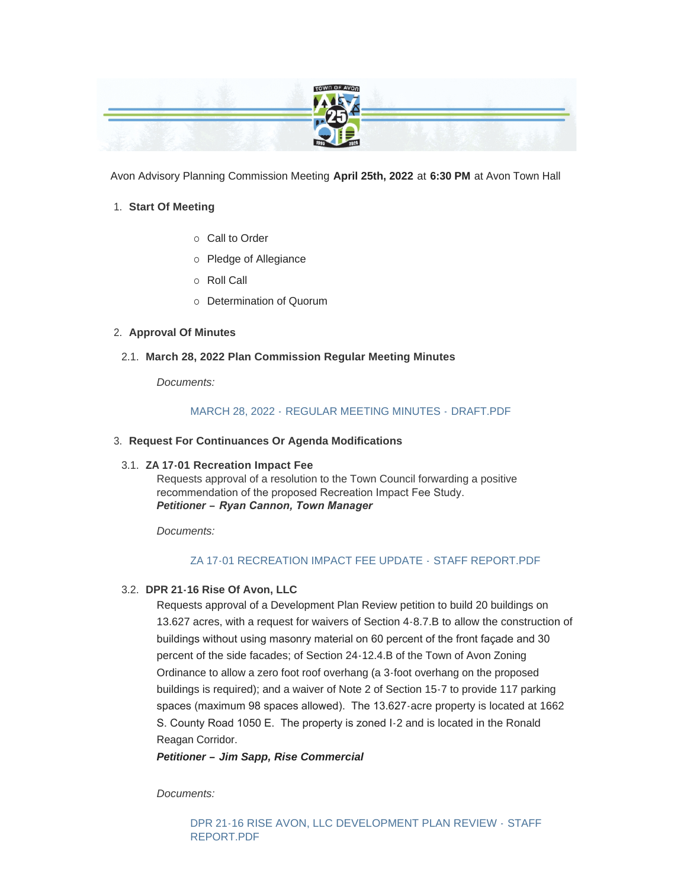Avon Advisory Planning Commission Meeting **April 25th, 2022** at **6:30 PM** at Avon Town Hall

1. **Start Of Meeting**
   - Call to Order
   - Pledge of Allegiance
   - Roll Call
   - Determination of Quorum

2. **Approval Of Minutes**

2.1. **March 28, 2022 Plan Commission Regular Meeting Minutes**

*Documents:*

MARCH 28, 2022 - REGULAR MEETING MINUTES - DRAFT.PDF

3. **Request For Continuances Or Agenda Modifications**

3.1. **ZA 17-01 Recreation Impact Fee**
Requests approval of a resolution to the Town Council forwarding a positive recommendation of the proposed Recreation Impact Fee Study.
***Petitioner – Ryan Cannon, Town Manager***

*Documents:*

ZA 17-01 RECREATION IMPACT FEE UPDATE - STAFF REPORT.PDF

3.2. **DPR 21-16 Rise Of Avon, LLC**
Requests approval of a Development Plan Review petition to build 20 buildings on 13.627 acres, with a request for waivers of Section 4-8.7.B to allow the construction of buildings without using masonry material on 60 percent of the front façade and 30 percent of the side facades; of Section 24-12.4.B of the Town of Avon Zoning Ordinance to allow a zero foot roof overhang (a 3-foot overhang on the proposed buildings is required); and a waiver of Note 2 of Section 15-7 to provide 117 parking spaces (maximum 98 spaces allowed). The 13.627-acre property is located at 1662 S. County Road 1050 E. The property is zoned I-2 and is located in the Ronald Reagan Corridor.
***Petitioner – Jim Sapp, Rise Commercial***

*Documents:*

DPR 21-16 RISE AVON, LLC DEVELOPMENT PLAN REVIEW - STAFF REPORT.PDF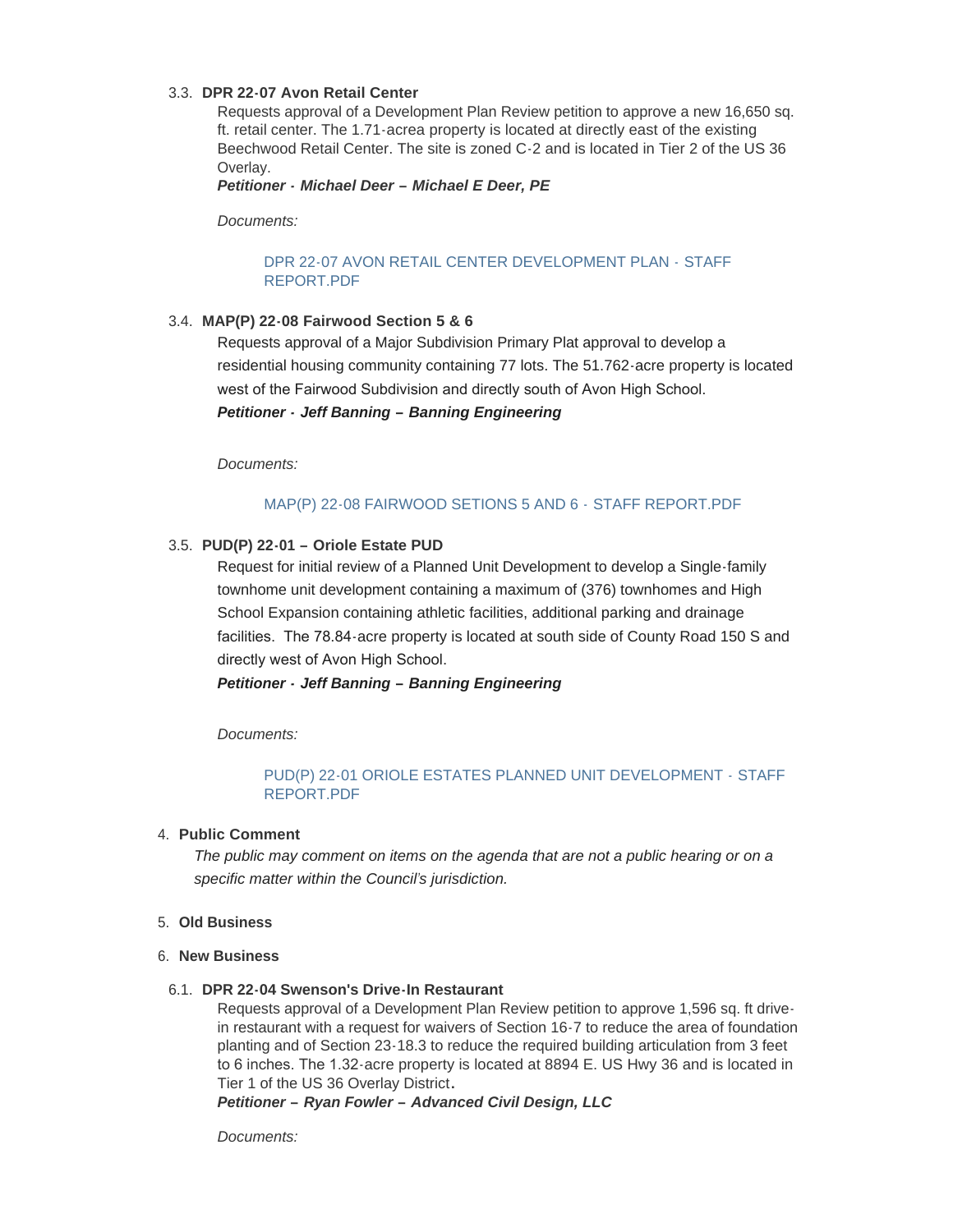3.3. **DPR 22-07 Avon Retail Center**

Requests approval of a Development Plan Review petition to approve a new 16,650 sq. ft. retail center. The 1.71-acrea property is located at directly east of the existing Beechwood Retail Center. The site is zoned C-2 and is located in Tier 2 of the US 36 Overlay.

***Petitioner - Michael Deer – Michael E Deer, PE***

*Documents:*

DPR 22-07 AVON RETAIL CENTER DEVELOPMENT PLAN - STAFF REPORT.PDF

3.4. **MAP(P) 22-08 Fairwood Section 5 & 6**

Requests approval of a Major Subdivision Primary Plat approval to develop a residential housing community containing 77 lots. The 51.762-acre property is located west of the Fairwood Subdivision and directly south of Avon High School.

***Petitioner - Jeff Banning – Banning Engineering***

*Documents:*

MAP(P) 22-08 FAIRWOOD SETIONS 5 AND 6 - STAFF REPORT.PDF

3.5. **PUD(P) 22-01 – Oriole Estate PUD**

Request for initial review of a Planned Unit Development to develop a Single-family townhome unit development containing a maximum of (376) townhomes and High School Expansion containing athletic facilities, additional parking and drainage facilities. The 78.84-acre property is located at south side of County Road 150 S and directly west of Avon High School.

***Petitioner - Jeff Banning – Banning Engineering***

*Documents:*

PUD(P) 22-01 ORIOLE ESTATES PLANNED UNIT DEVELOPMENT - STAFF REPORT.PDF

4. **Public Comment**

*The public may comment on items on the agenda that are not a public hearing or on a specific matter within the Council's jurisdiction.*

5. **Old Business**

6. **New Business**

6.1. **DPR 22-04 Swenson's Drive-In Restaurant**

Requests approval of a Development Plan Review petition to approve 1,596 sq. ft drive-in restaurant with a request for waivers of Section 16-7 to reduce the area of foundation planting and of Section 23-18.3 to reduce the required building articulation from 3 feet to 6 inches. The 1.32-acre property is located at 8894 E. US Hwy 36 and is located in Tier 1 of the US 36 Overlay District.

***Petitioner – Ryan Fowler – Advanced Civil Design, LLC***

*Documents:*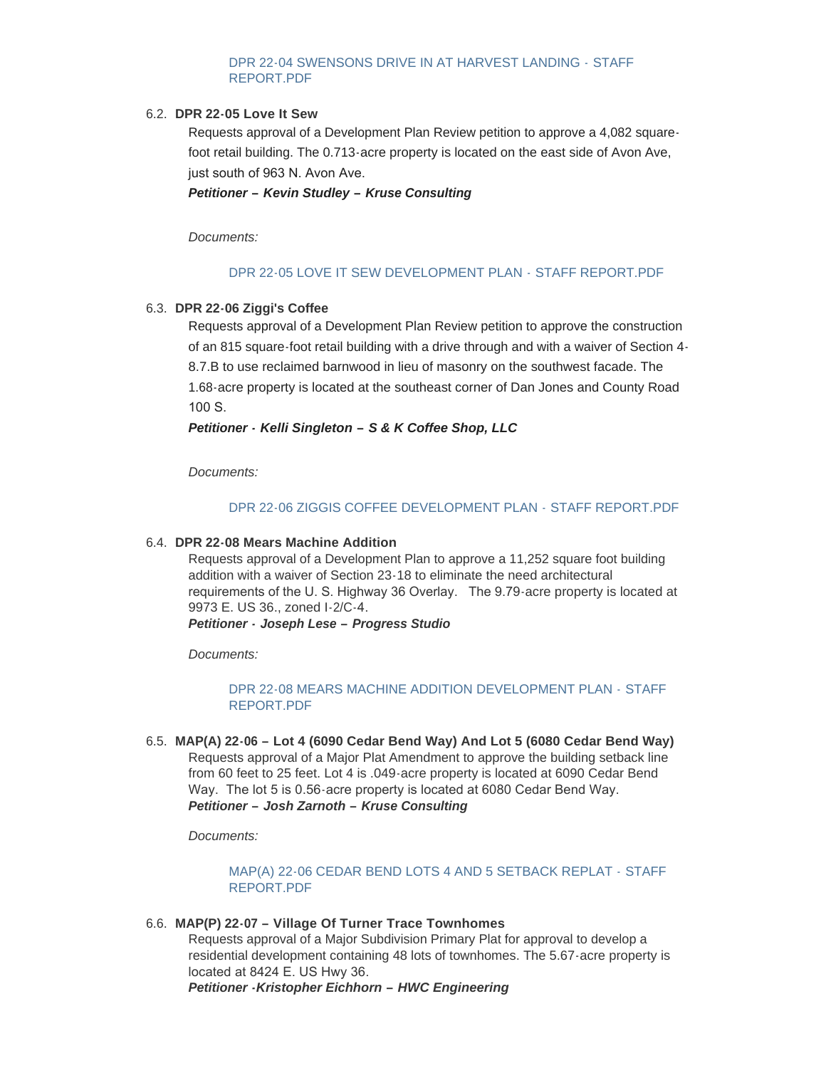DPR 22-04 SWENSONS DRIVE IN AT HARVEST LANDING - STAFF REPORT.PDF

6.2. **DPR 22-05 Love It Sew**

Requests approval of a Development Plan Review petition to approve a 4,082 square-foot retail building. The 0.713-acre property is located on the east side of Avon Ave, just south of 963 N. Avon Ave.

***Petitioner – Kevin Studley – Kruse Consulting***

*Documents:*

DPR 22-05 LOVE IT SEW DEVELOPMENT PLAN - STAFF REPORT.PDF

6.3. **DPR 22-06 Ziggi's Coffee**

Requests approval of a Development Plan Review petition to approve the construction of an 815 square-foot retail building with a drive through and with a waiver of Section 4-8.7.B to use reclaimed barnwood in lieu of masonry on the southwest facade. The 1.68-acre property is located at the southeast corner of Dan Jones and County Road 100 S.

***Petitioner - Kelli Singleton – S & K Coffee Shop, LLC***

*Documents:*

DPR 22-06 ZIGGIS COFFEE DEVELOPMENT PLAN - STAFF REPORT.PDF

6.4. **DPR 22-08 Mears Machine Addition**

Requests approval of a Development Plan to approve a 11,252 square foot building addition with a waiver of Section 23-18 to eliminate the need architectural requirements of the U. S. Highway 36 Overlay. The 9.79-acre property is located at 9973 E. US 36., zoned I-2/C-4.

***Petitioner - Joseph Lese – Progress Studio***

*Documents:*

DPR 22-08 MEARS MACHINE ADDITION DEVELOPMENT PLAN - STAFF REPORT.PDF

6.5. **MAP(A) 22-06 – Lot 4 (6090 Cedar Bend Way) And Lot 5 (6080 Cedar Bend Way)**

Requests approval of a Major Plat Amendment to approve the building setback line from 60 feet to 25 feet. Lot 4 is .049-acre property is located at 6090 Cedar Bend Way. The lot 5 is 0.56-acre property is located at 6080 Cedar Bend Way.

***Petitioner – Josh Zarnoth – Kruse Consulting***

*Documents:*

MAP(A) 22-06 CEDAR BEND LOTS 4 AND 5 SETBACK REPLAT - STAFF REPORT.PDF

6.6. **MAP(P) 22-07 – Village Of Turner Trace Townhomes**

Requests approval of a Major Subdivision Primary Plat for approval to develop a residential development containing 48 lots of townhomes. The 5.67-acre property is located at 8424 E. US Hwy 36.

***Petitioner -Kristopher Eichhorn – HWC Engineering***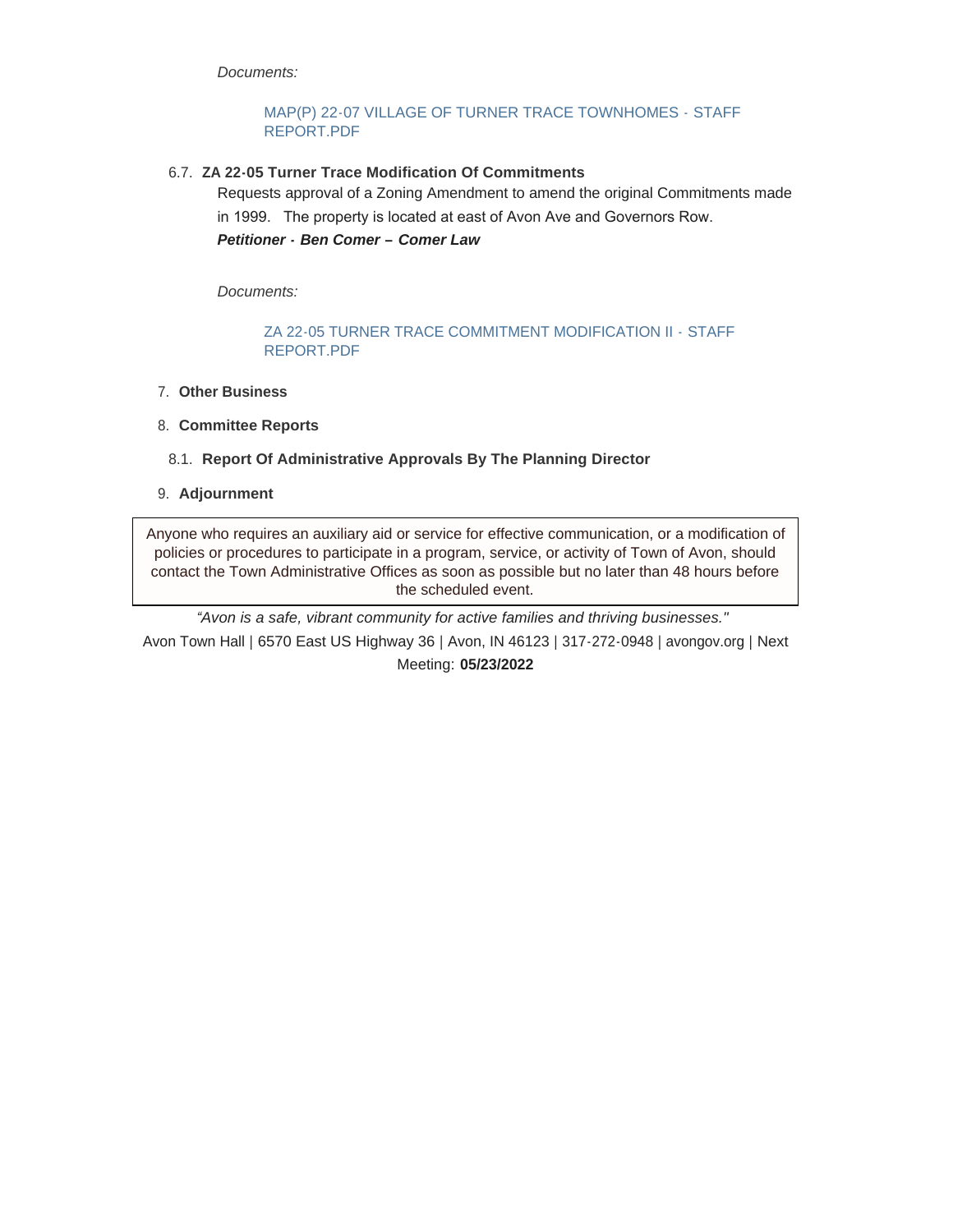*Documents:*

MAP(P) 22-07 VILLAGE OF TURNER TRACE TOWNHOMES - STAFF REPORT.PDF

6.7. **ZA 22-05 Turner Trace Modification Of Commitments**

Requests approval of a Zoning Amendment to amend the original Commitments made in 1999. The property is located at east of Avon Ave and Governors Row.

***Petitioner - Ben Comer – Comer Law***

*Documents:*

ZA 22-05 TURNER TRACE COMMITMENT MODIFICATION II - STAFF REPORT.PDF

7. **Other Business**
8. **Committee Reports**

8.1. **Report Of Administrative Approvals By The Planning Director**

9. **Adjournment**

Anyone who requires an auxiliary aid or service for effective communication, or a modification of policies or procedures to participate in a program, service, or activity of Town of Avon, should contact the Town Administrative Offices as soon as possible but no later than 48 hours before the scheduled event.

*"Avon is a safe, vibrant community for active families and thriving businesses."*

Avon Town Hall | 6570 East US Highway 36 | Avon, IN 46123 | 317-272-0948 | avongov.org | Next Meeting: **05/23/2022**